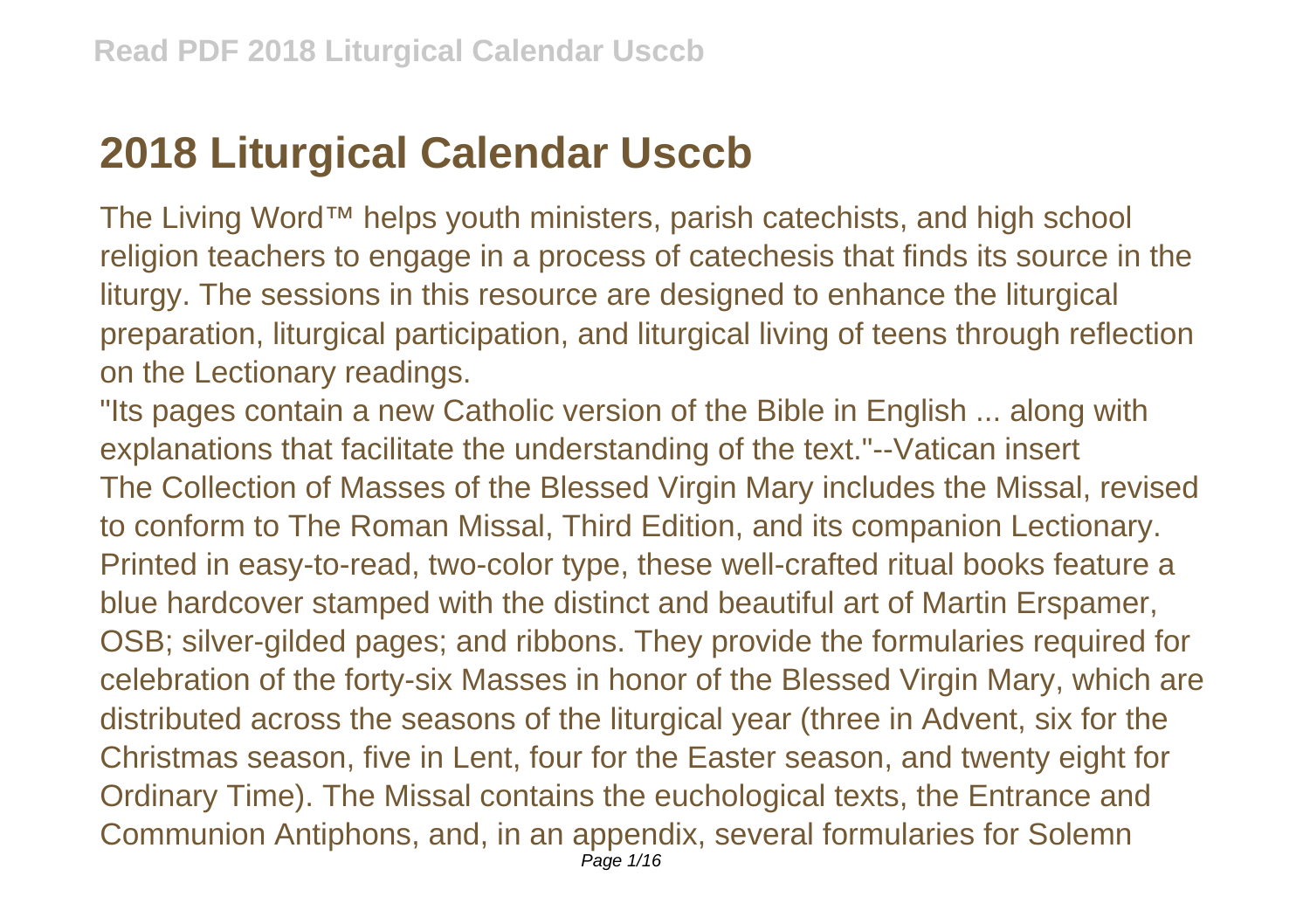# 2018 Liturgical Calendar Usccb

The Living Word™ helps youth ministers, parish catechists, and high school religion teachers to engage in a process of catechesis that finds its source in the liturgy. The sessions in this resource are designed to enhance the liturgical preparation, liturgical participation, and liturgical living of teens through reflection on the Lectionary readings.

"Its pages contain a new Catholic version of the Bible in English ... along with explanations that facilitate the understanding of the text."--Vatican insert

The Collection of Masses of the Blessed Virgin Mary includes the Missal, revised to conform to The Roman Missal, Third Edition, and its companion Lectionary. Printed in easy-to-read, two-color type, these well-crafted ritual books feature a blue hardcover stamped with the distinct and beautiful art of Martin Erspamer, OSB; silver-gilded pages; and ribbons. They provide the formularies required for celebration of the forty-six Masses in honor of the Blessed Virgin Mary, which are distributed across the seasons of the liturgical year (three in Advent, six for the Christmas season, five in Lent, four for the Easter season, and twenty eight for Ordinary Time). The Missal contains the euchological texts, the Entrance and Communion Antiphons, and, in an appendix, several formularies for Solemn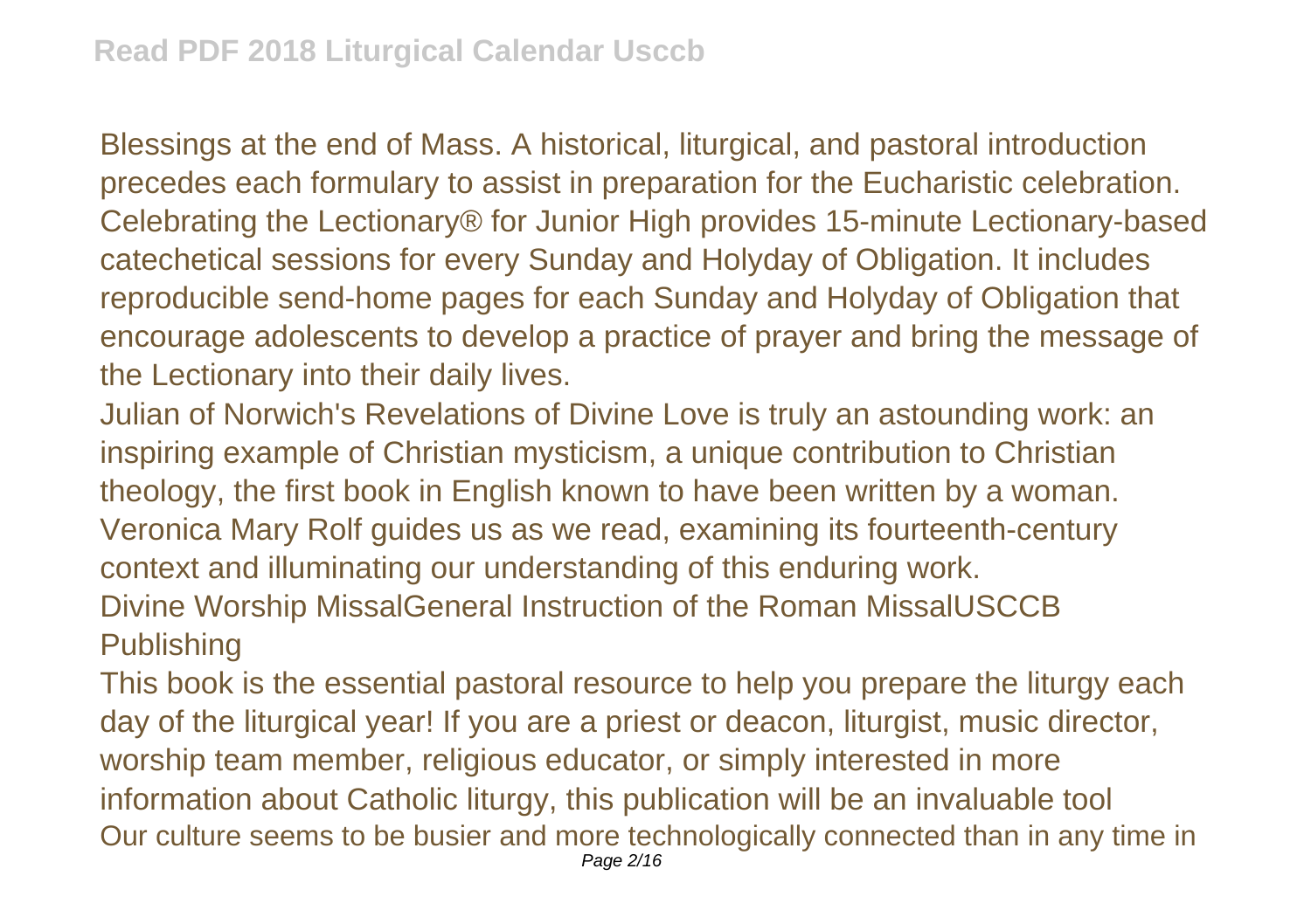Blessings at the end of Mass. A historical, liturgical, and pastoral introduction precedes each formulary to assist in preparation for the Eucharistic celebration. Celebrating the Lectionary® for Junior High provides 15-minute Lectionary-based catechetical sessions for every Sunday and Holyday of Obligation. It includes reproducible send-home pages for each Sunday and Holyday of Obligation that encourage adolescents to develop a practice of prayer and bring the message of the Lectionary into their daily lives.

Julian of Norwich's Revelations of Divine Love is truly an astounding work: an inspiring example of Christian mysticism, a unique contribution to Christian theology, the first book in English known to have been written by a woman. Veronica Mary Rolf guides us as we read, examining its fourteenth-century context and illuminating our understanding of this enduring work.

Divine Worship MissalGeneral Instruction of the Roman MissalUSCCB Publishing

This book is the essential pastoral resource to help you prepare the liturgy each day of the liturgical year! If you are a priest or deacon, liturgist, music director, worship team member, religious educator, or simply interested in more information about Catholic liturgy, this publication will be an invaluable tool

Our culture seems to be busier and more technologically connected than in any time in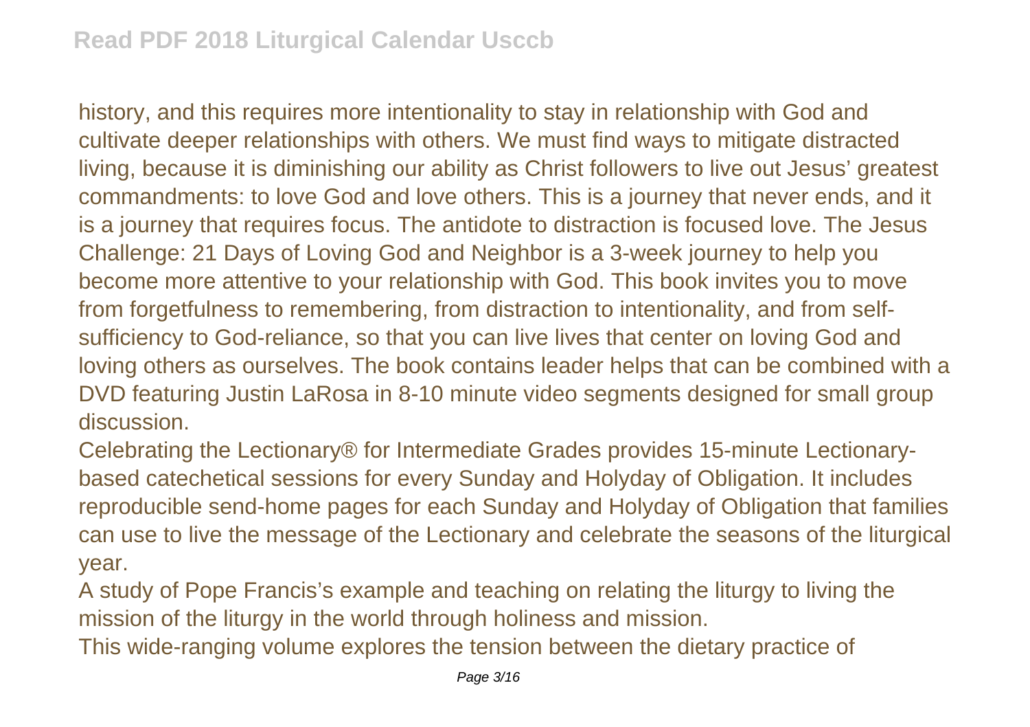history, and this requires more intentionality to stay in relationship with God and cultivate deeper relationships with others. We must find ways to mitigate distracted living, because it is diminishing our ability as Christ followers to live out Jesus' greatest commandments: to love God and love others. This is a journey that never ends, and it is a journey that requires focus. The antidote to distraction is focused love. The Jesus Challenge: 21 Days of Loving God and Neighbor is a 3-week journey to help you become more attentive to your relationship with God. This book invites you to move from forgetfulness to remembering, from distraction to intentionality, and from self-sufficiency to God-reliance, so that you can live lives that center on loving God and loving others as ourselves. The book contains leader helps that can be combined with a DVD featuring Justin LaRosa in 8-10 minute video segments designed for small group discussion.

Celebrating the Lectionary® for Intermediate Grades provides 15-minute Lectionary-based catechetical sessions for every Sunday and Holyday of Obligation. It includes reproducible send-home pages for each Sunday and Holyday of Obligation that families can use to live the message of the Lectionary and celebrate the seasons of the liturgical year.

A study of Pope Francis's example and teaching on relating the liturgy to living the mission of the liturgy in the world through holiness and mission.

This wide-ranging volume explores the tension between the dietary practice of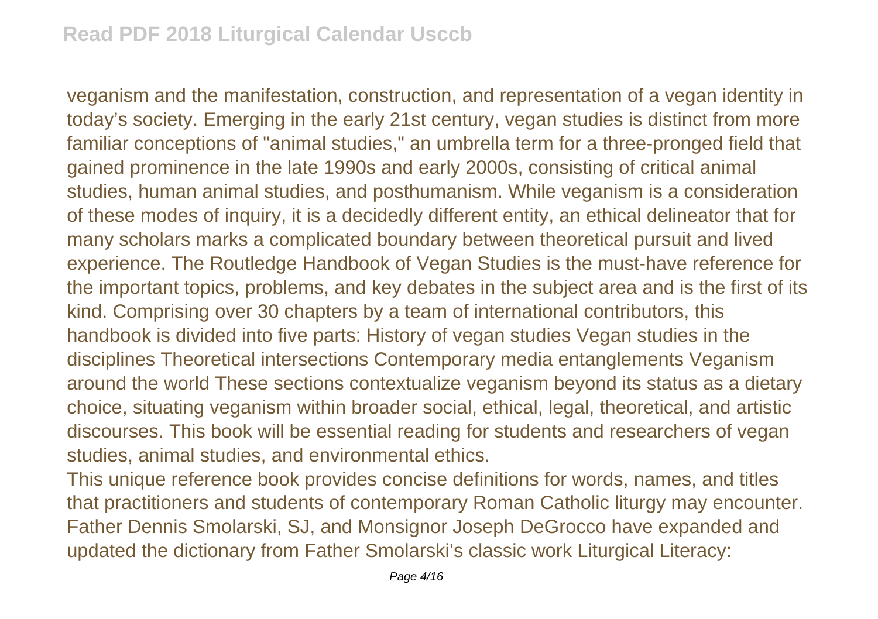veganism and the manifestation, construction, and representation of a vegan identity in today's society. Emerging in the early 21st century, vegan studies is distinct from more familiar conceptions of "animal studies," an umbrella term for a three-pronged field that gained prominence in the late 1990s and early 2000s, consisting of critical animal studies, human animal studies, and posthumanism. While veganism is a consideration of these modes of inquiry, it is a decidedly different entity, an ethical delineator that for many scholars marks a complicated boundary between theoretical pursuit and lived experience. The Routledge Handbook of Vegan Studies is the must-have reference for the important topics, problems, and key debates in the subject area and is the first of its kind. Comprising over 30 chapters by a team of international contributors, this handbook is divided into five parts: History of vegan studies Vegan studies in the disciplines Theoretical intersections Contemporary media entanglements Veganism around the world These sections contextualize veganism beyond its status as a dietary choice, situating veganism within broader social, ethical, legal, theoretical, and artistic discourses. This book will be essential reading for students and researchers of vegan studies, animal studies, and environmental ethics.

This unique reference book provides concise definitions for words, names, and titles that practitioners and students of contemporary Roman Catholic liturgy may encounter. Father Dennis Smolarski, SJ, and Monsignor Joseph DeGrocco have expanded and updated the dictionary from Father Smolarski's classic work Liturgical Literacy: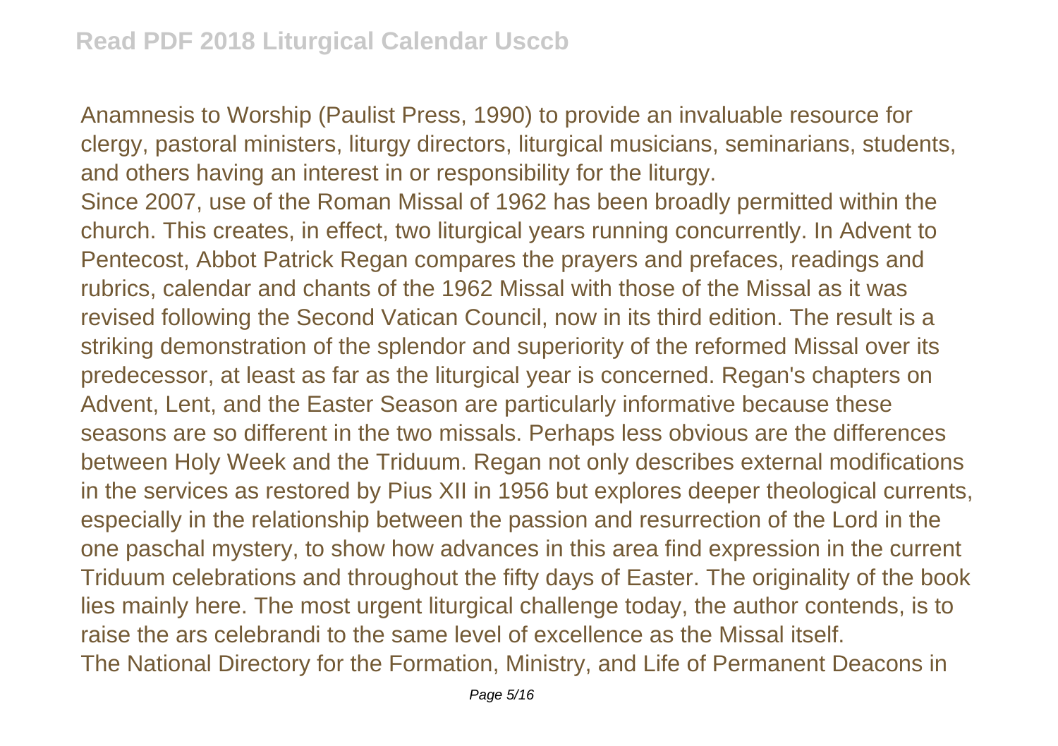Anamnesis to Worship (Paulist Press, 1990) to provide an invaluable resource for clergy, pastoral ministers, liturgy directors, liturgical musicians, seminarians, students, and others having an interest in or responsibility for the liturgy.

Since 2007, use of the Roman Missal of 1962 has been broadly permitted within the church. This creates, in effect, two liturgical years running concurrently. In Advent to Pentecost, Abbot Patrick Regan compares the prayers and prefaces, readings and rubrics, calendar and chants of the 1962 Missal with those of the Missal as it was revised following the Second Vatican Council, now in its third edition. The result is a striking demonstration of the splendor and superiority of the reformed Missal over its predecessor, at least as far as the liturgical year is concerned. Regan's chapters on Advent, Lent, and the Easter Season are particularly informative because these seasons are so different in the two missals. Perhaps less obvious are the differences between Holy Week and the Triduum. Regan not only describes external modifications in the services as restored by Pius XII in 1956 but explores deeper theological currents, especially in the relationship between the passion and resurrection of the Lord in the one paschal mystery, to show how advances in this area find expression in the current Triduum celebrations and throughout the fifty days of Easter. The originality of the book lies mainly here. The most urgent liturgical challenge today, the author contends, is to raise the ars celebrandi to the same level of excellence as the Missal itself.

The National Directory for the Formation, Ministry, and Life of Permanent Deacons in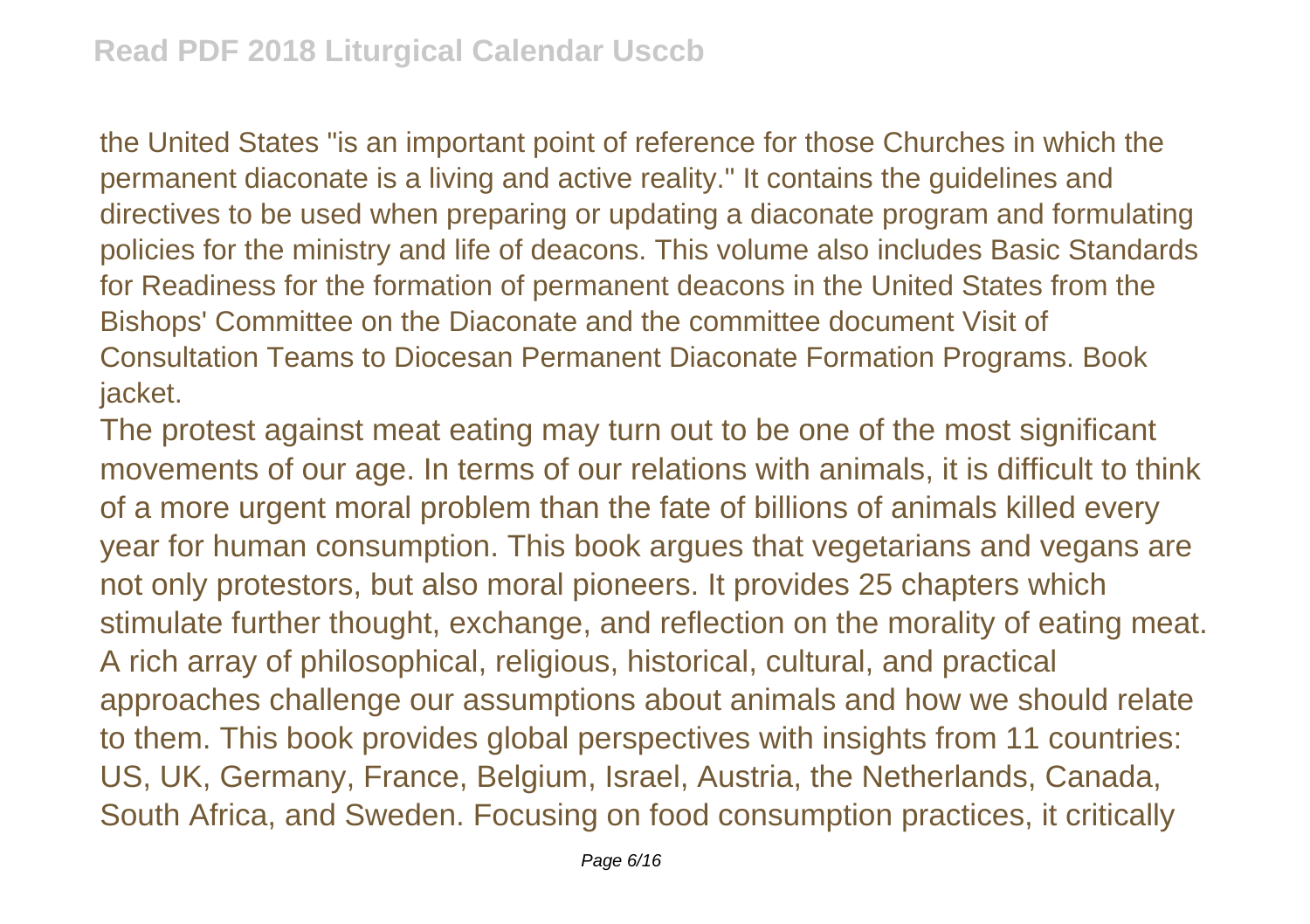the United States "is an important point of reference for those Churches in which the permanent diaconate is a living and active reality." It contains the guidelines and directives to be used when preparing or updating a diaconate program and formulating policies for the ministry and life of deacons. This volume also includes Basic Standards for Readiness for the formation of permanent deacons in the United States from the Bishops' Committee on the Diaconate and the committee document Visit of Consultation Teams to Diocesan Permanent Diaconate Formation Programs. Book jacket.

The protest against meat eating may turn out to be one of the most significant movements of our age. In terms of our relations with animals, it is difficult to think of a more urgent moral problem than the fate of billions of animals killed every year for human consumption. This book argues that vegetarians and vegans are not only protestors, but also moral pioneers. It provides 25 chapters which stimulate further thought, exchange, and reflection on the morality of eating meat. A rich array of philosophical, religious, historical, cultural, and practical approaches challenge our assumptions about animals and how we should relate to them. This book provides global perspectives with insights from 11 countries: US, UK, Germany, France, Belgium, Israel, Austria, the Netherlands, Canada, South Africa, and Sweden. Focusing on food consumption practices, it critically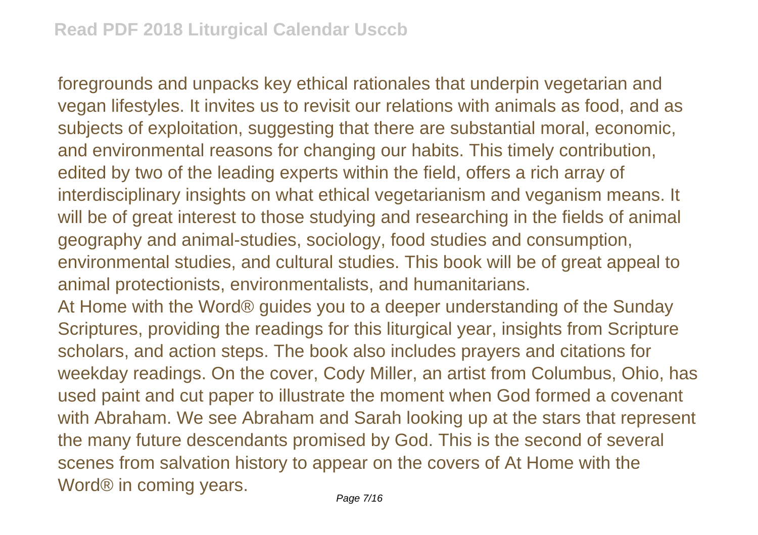foregrounds and unpacks key ethical rationales that underpin vegetarian and vegan lifestyles. It invites us to revisit our relations with animals as food, and as subjects of exploitation, suggesting that there are substantial moral, economic, and environmental reasons for changing our habits. This timely contribution, edited by two of the leading experts within the field, offers a rich array of interdisciplinary insights on what ethical vegetarianism and veganism means. It will be of great interest to those studying and researching in the fields of animal geography and animal-studies, sociology, food studies and consumption, environmental studies, and cultural studies. This book will be of great appeal to animal protectionists, environmentalists, and humanitarians.

At Home with the Word® guides you to a deeper understanding of the Sunday Scriptures, providing the readings for this liturgical year, insights from Scripture scholars, and action steps. The book also includes prayers and citations for weekday readings. On the cover, Cody Miller, an artist from Columbus, Ohio, has used paint and cut paper to illustrate the moment when God formed a covenant with Abraham. We see Abraham and Sarah looking up at the stars that represent the many future descendants promised by God. This is the second of several scenes from salvation history to appear on the covers of At Home with the Word® in coming years.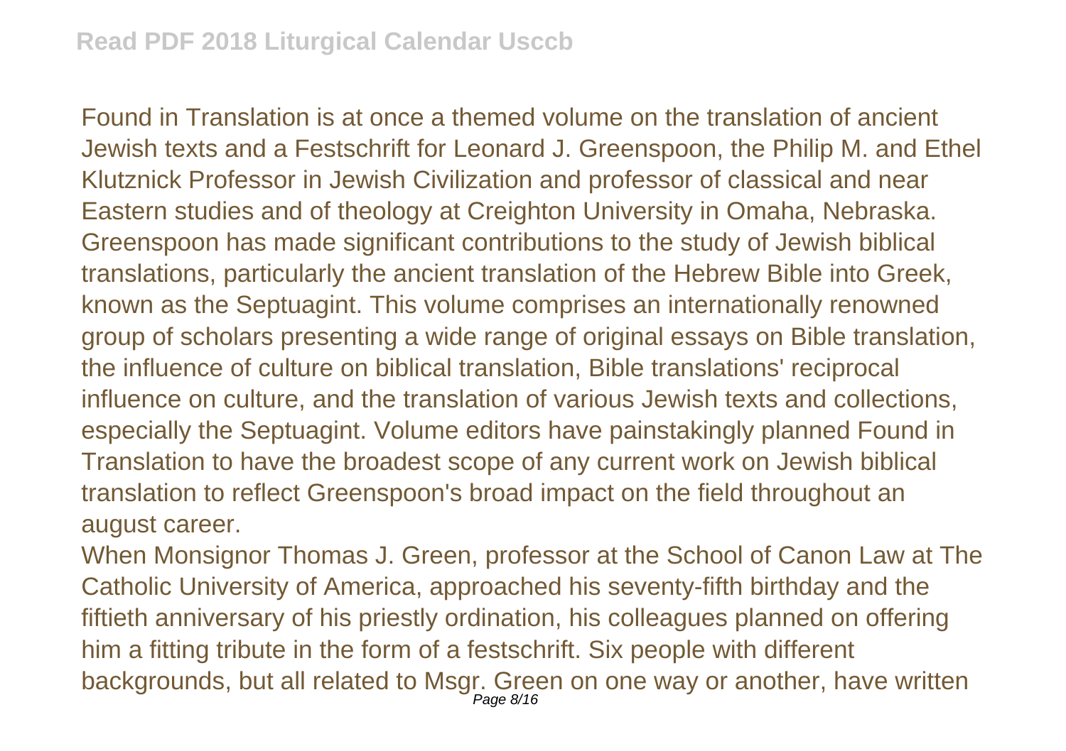Found in Translation is at once a themed volume on the translation of ancient Jewish texts and a Festschrift for Leonard J. Greenspoon, the Philip M. and Ethel Klutznick Professor in Jewish Civilization and professor of classical and near Eastern studies and of theology at Creighton University in Omaha, Nebraska. Greenspoon has made significant contributions to the study of Jewish biblical translations, particularly the ancient translation of the Hebrew Bible into Greek, known as the Septuagint. This volume comprises an internationally renowned group of scholars presenting a wide range of original essays on Bible translation, the influence of culture on biblical translation, Bible translations' reciprocal influence on culture, and the translation of various Jewish texts and collections, especially the Septuagint. Volume editors have painstakingly planned Found in Translation to have the broadest scope of any current work on Jewish biblical translation to reflect Greenspoon's broad impact on the field throughout an august career.

When Monsignor Thomas J. Green, professor at the School of Canon Law at The Catholic University of America, approached his seventy-fifth birthday and the fiftieth anniversary of his priestly ordination, his colleagues planned on offering him a fitting tribute in the form of a festschrift. Six people with different backgrounds, but all related to Msgr. Green on one way or another, have written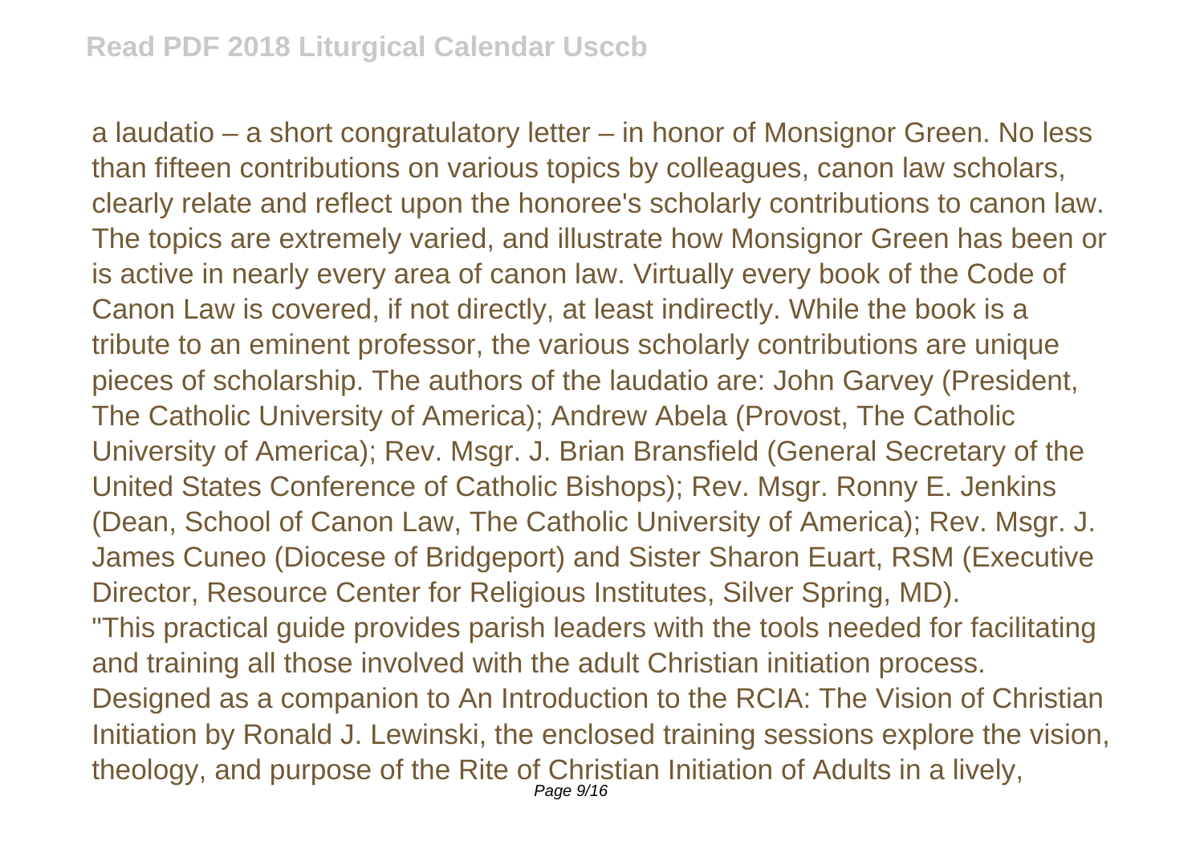a laudatio – a short congratulatory letter – in honor of Monsignor Green. No less than fifteen contributions on various topics by colleagues, canon law scholars, clearly relate and reflect upon the honoree's scholarly contributions to canon law. The topics are extremely varied, and illustrate how Monsignor Green has been or is active in nearly every area of canon law. Virtually every book of the Code of Canon Law is covered, if not directly, at least indirectly. While the book is a tribute to an eminent professor, the various scholarly contributions are unique pieces of scholarship. The authors of the laudatio are: John Garvey (President, The Catholic University of America); Andrew Abela (Provost, The Catholic University of America); Rev. Msgr. J. Brian Bransfield (General Secretary of the United States Conference of Catholic Bishops); Rev. Msgr. Ronny E. Jenkins (Dean, School of Canon Law, The Catholic University of America); Rev. Msgr. J. James Cuneo (Diocese of Bridgeport) and Sister Sharon Euart, RSM (Executive Director, Resource Center for Religious Institutes, Silver Spring, MD).

"This practical guide provides parish leaders with the tools needed for facilitating and training all those involved with the adult Christian initiation process. Designed as a companion to An Introduction to the RCIA: The Vision of Christian Initiation by Ronald J. Lewinski, the enclosed training sessions explore the vision, theology, and purpose of the Rite of Christian Initiation of Adults in a lively,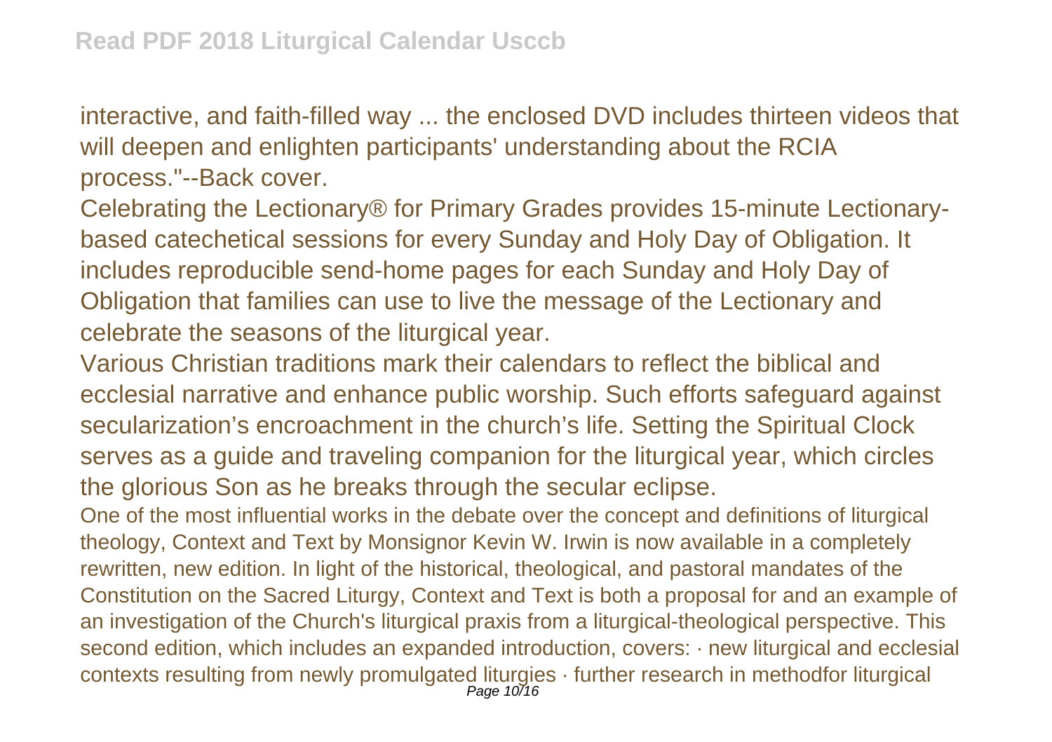interactive, and faith-filled way ... the enclosed DVD includes thirteen videos that will deepen and enlighten participants' understanding about the RCIA process."--Back cover.

Celebrating the Lectionary® for Primary Grades provides 15-minute Lectionary-based catechetical sessions for every Sunday and Holy Day of Obligation. It includes reproducible send-home pages for each Sunday and Holy Day of Obligation that families can use to live the message of the Lectionary and celebrate the seasons of the liturgical year.

Various Christian traditions mark their calendars to reflect the biblical and ecclesial narrative and enhance public worship. Such efforts safeguard against secularization's encroachment in the church's life. Setting the Spiritual Clock serves as a guide and traveling companion for the liturgical year, which circles the glorious Son as he breaks through the secular eclipse.

One of the most influential works in the debate over the concept and definitions of liturgical theology, Context and Text by Monsignor Kevin W. Irwin is now available in a completely rewritten, new edition. In light of the historical, theological, and pastoral mandates of the Constitution on the Sacred Liturgy, Context and Text is both a proposal for and an example of an investigation of the Church's liturgical praxis from a liturgical-theological perspective. This second edition, which includes an expanded introduction, covers: · new liturgical and ecclesial contexts resulting from newly promulgated liturgies · further research in methodfor liturgical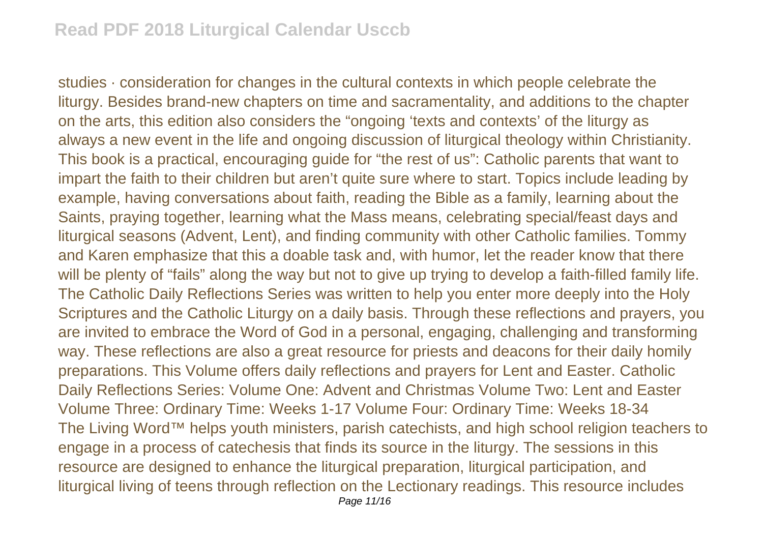studies · consideration for changes in the cultural contexts in which people celebrate the liturgy. Besides brand-new chapters on time and sacramentality, and additions to the chapter on the arts, this edition also considers the "ongoing 'texts and contexts' of the liturgy as always a new event in the life and ongoing discussion of liturgical theology within Christianity. This book is a practical, encouraging guide for "the rest of us": Catholic parents that want to impart the faith to their children but aren't quite sure where to start. Topics include leading by example, having conversations about faith, reading the Bible as a family, learning about the Saints, praying together, learning what the Mass means, celebrating special/feast days and liturgical seasons (Advent, Lent), and finding community with other Catholic families. Tommy and Karen emphasize that this a doable task and, with humor, let the reader know that there will be plenty of "fails" along the way but not to give up trying to develop a faith-filled family life. The Catholic Daily Reflections Series was written to help you enter more deeply into the Holy Scriptures and the Catholic Liturgy on a daily basis. Through these reflections and prayers, you are invited to embrace the Word of God in a personal, engaging, challenging and transforming way. These reflections are also a great resource for priests and deacons for their daily homily preparations. This Volume offers daily reflections and prayers for Lent and Easter. Catholic Daily Reflections Series: Volume One: Advent and Christmas Volume Two: Lent and Easter Volume Three: Ordinary Time: Weeks 1-17 Volume Four: Ordinary Time: Weeks 18-34
The Living Word™ helps youth ministers, parish catechists, and high school religion teachers to engage in a process of catechesis that finds its source in the liturgy. The sessions in this resource are designed to enhance the liturgical preparation, liturgical participation, and liturgical living of teens through reflection on the Lectionary readings. This resource includes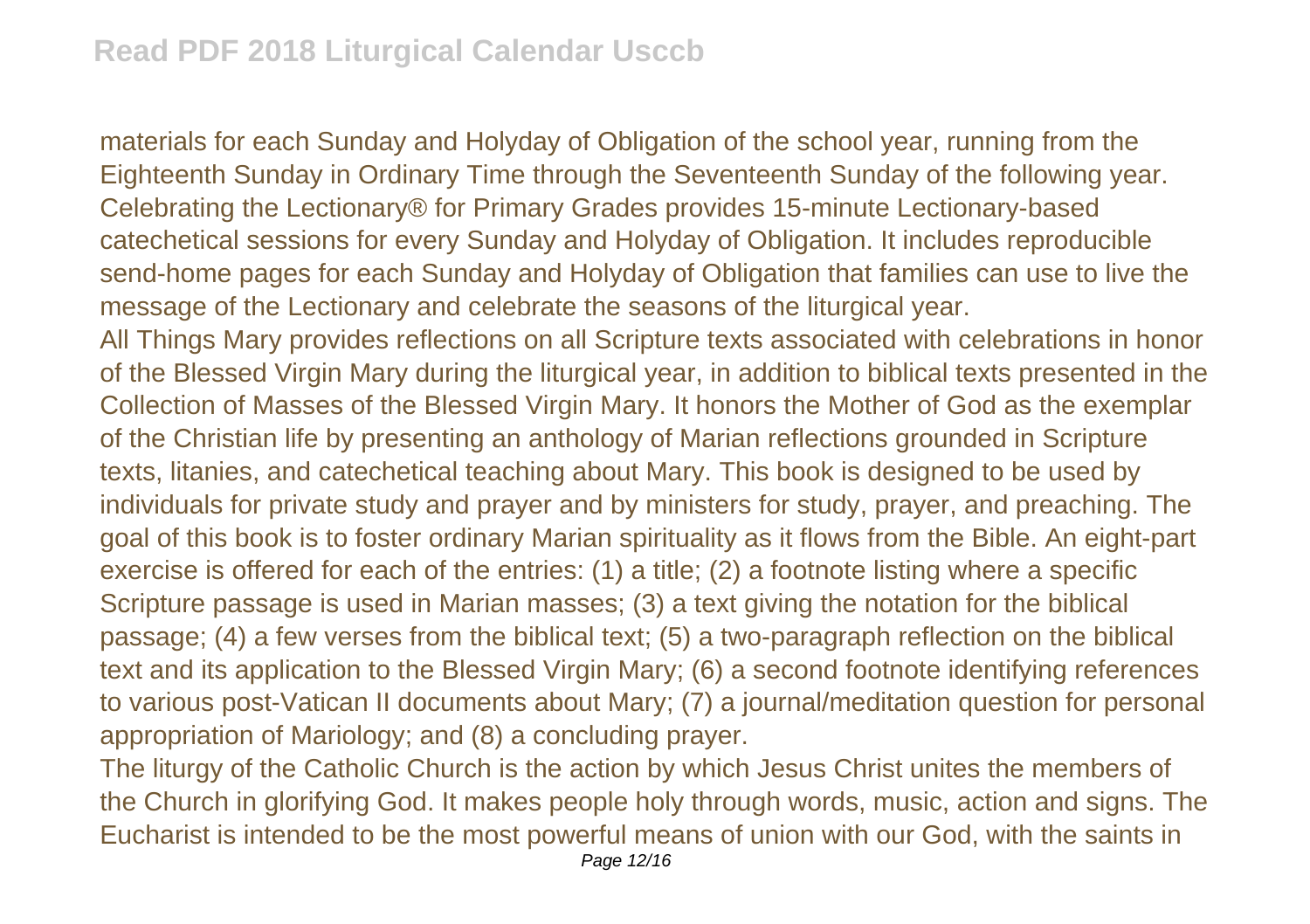materials for each Sunday and Holyday of Obligation of the school year, running from the Eighteenth Sunday in Ordinary Time through the Seventeenth Sunday of the following year. Celebrating the Lectionary® for Primary Grades provides 15-minute Lectionary-based catechetical sessions for every Sunday and Holyday of Obligation. It includes reproducible send-home pages for each Sunday and Holyday of Obligation that families can use to live the message of the Lectionary and celebrate the seasons of the liturgical year.

All Things Mary provides reflections on all Scripture texts associated with celebrations in honor of the Blessed Virgin Mary during the liturgical year, in addition to biblical texts presented in the Collection of Masses of the Blessed Virgin Mary. It honors the Mother of God as the exemplar of the Christian life by presenting an anthology of Marian reflections grounded in Scripture texts, litanies, and catechetical teaching about Mary. This book is designed to be used by individuals for private study and prayer and by ministers for study, prayer, and preaching. The goal of this book is to foster ordinary Marian spirituality as it flows from the Bible. An eight-part exercise is offered for each of the entries: (1) a title; (2) a footnote listing where a specific Scripture passage is used in Marian masses; (3) a text giving the notation for the biblical passage; (4) a few verses from the biblical text; (5) a two-paragraph reflection on the biblical text and its application to the Blessed Virgin Mary; (6) a second footnote identifying references to various post-Vatican II documents about Mary; (7) a journal/meditation question for personal appropriation of Mariology; and (8) a concluding prayer.

The liturgy of the Catholic Church is the action by which Jesus Christ unites the members of the Church in glorifying God. It makes people holy through words, music, action and signs. The Eucharist is intended to be the most powerful means of union with our God, with the saints in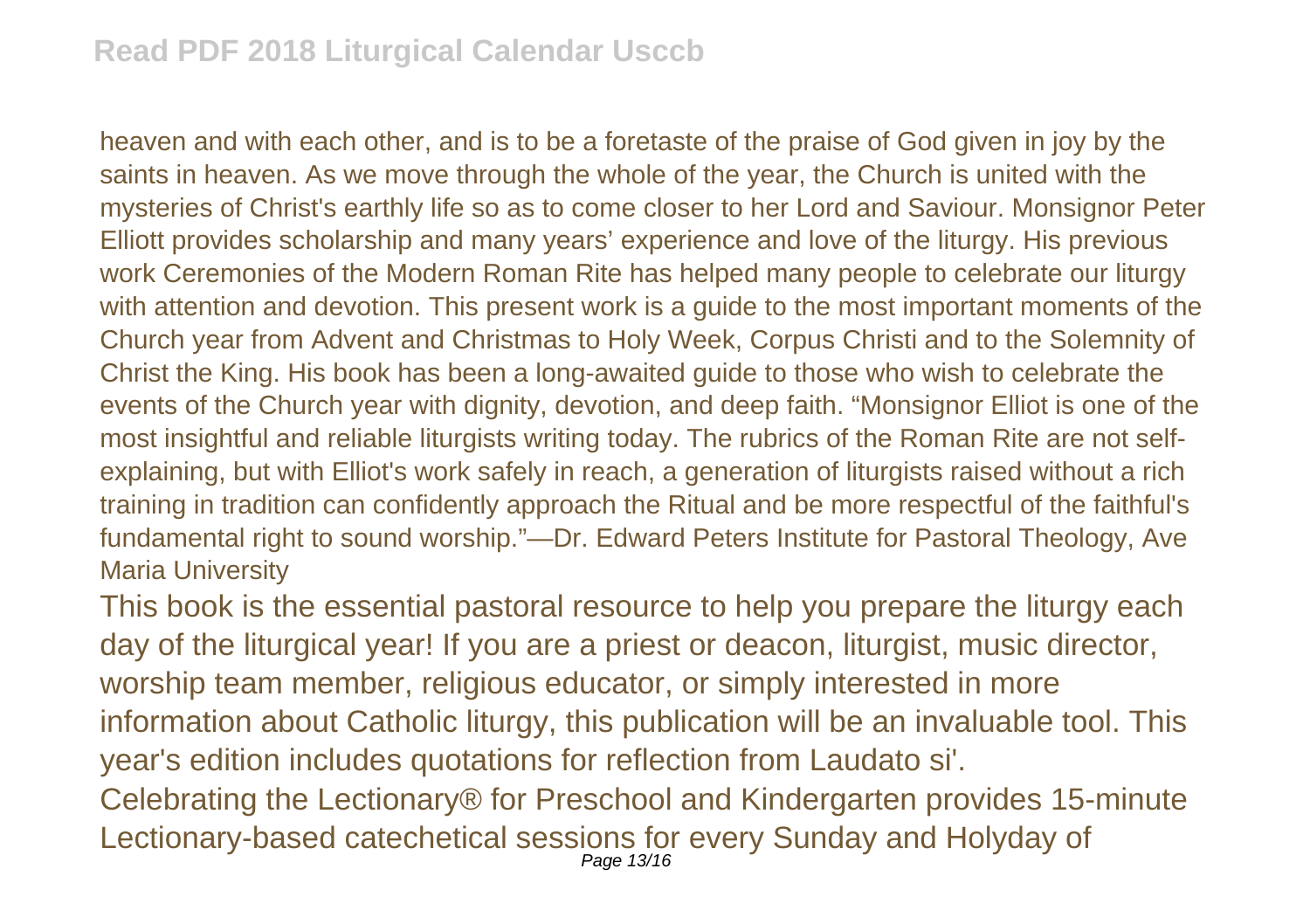heaven and with each other, and is to be a foretaste of the praise of God given in joy by the saints in heaven. As we move through the whole of the year, the Church is united with the mysteries of Christ's earthly life so as to come closer to her Lord and Saviour. Monsignor Peter Elliott provides scholarship and many years' experience and love of the liturgy. His previous work Ceremonies of the Modern Roman Rite has helped many people to celebrate our liturgy with attention and devotion. This present work is a guide to the most important moments of the Church year from Advent and Christmas to Holy Week, Corpus Christi and to the Solemnity of Christ the King. His book has been a long-awaited guide to those who wish to celebrate the events of the Church year with dignity, devotion, and deep faith. "Monsignor Elliot is one of the most insightful and reliable liturgists writing today. The rubrics of the Roman Rite are not self-explaining, but with Elliot's work safely in reach, a generation of liturgists raised without a rich training in tradition can confidently approach the Ritual and be more respectful of the faithful's fundamental right to sound worship."—Dr. Edward Peters Institute for Pastoral Theology, Ave Maria University

This book is the essential pastoral resource to help you prepare the liturgy each day of the liturgical year! If you are a priest or deacon, liturgist, music director, worship team member, religious educator, or simply interested in more information about Catholic liturgy, this publication will be an invaluable tool. This year's edition includes quotations for reflection from Laudato si'.

Celebrating the Lectionary® for Preschool and Kindergarten provides 15-minute Lectionary-based catechetical sessions for every Sunday and Holyday of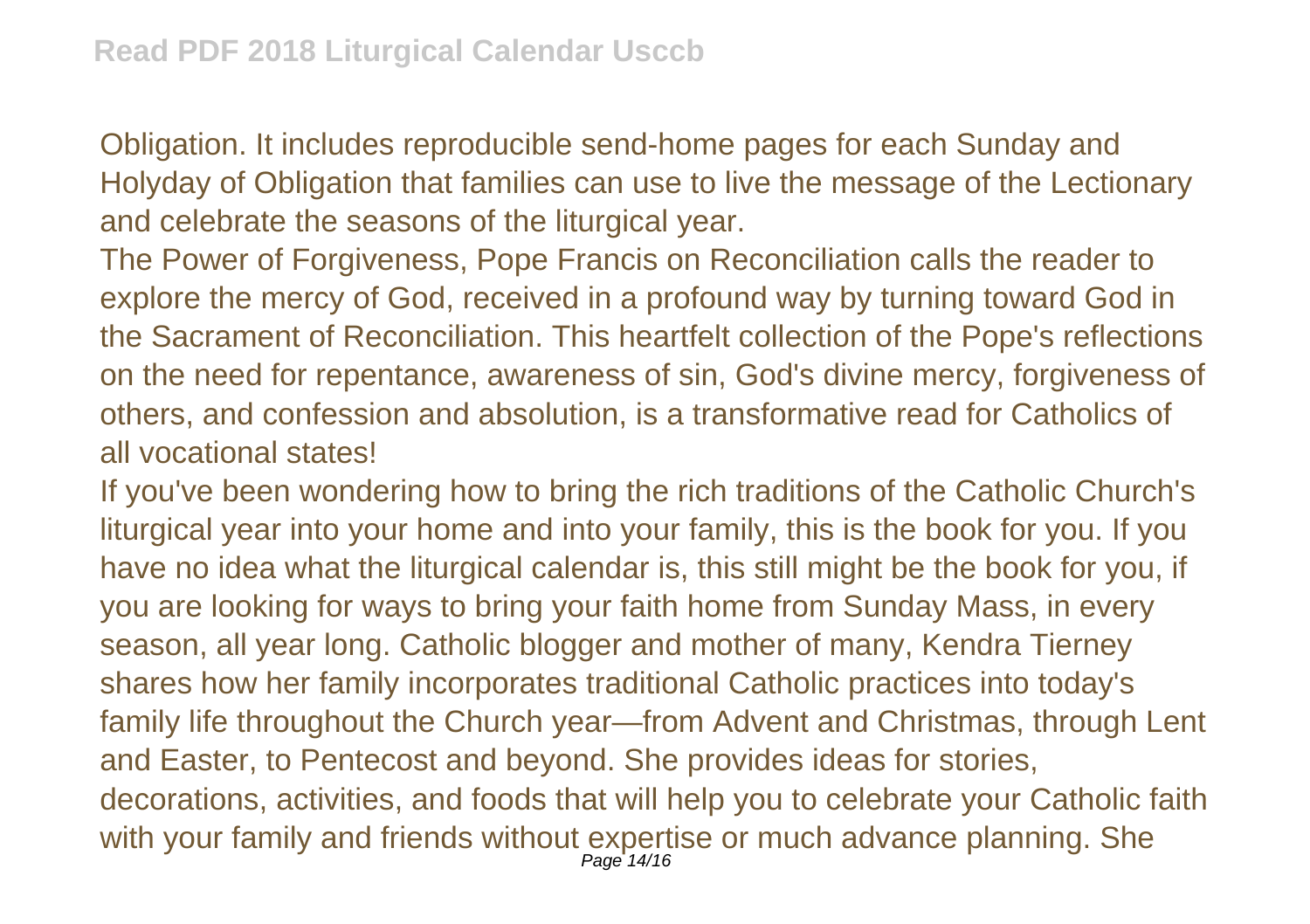Obligation. It includes reproducible send-home pages for each Sunday and Holyday of Obligation that families can use to live the message of the Lectionary and celebrate the seasons of the liturgical year.

The Power of Forgiveness, Pope Francis on Reconciliation calls the reader to explore the mercy of God, received in a profound way by turning toward God in the Sacrament of Reconciliation. This heartfelt collection of the Pope's reflections on the need for repentance, awareness of sin, God's divine mercy, forgiveness of others, and confession and absolution, is a transformative read for Catholics of all vocational states!

If you've been wondering how to bring the rich traditions of the Catholic Church's liturgical year into your home and into your family, this is the book for you. If you have no idea what the liturgical calendar is, this still might be the book for you, if you are looking for ways to bring your faith home from Sunday Mass, in every season, all year long. Catholic blogger and mother of many, Kendra Tierney shares how her family incorporates traditional Catholic practices into today's family life throughout the Church year—from Advent and Christmas, through Lent and Easter, to Pentecost and beyond. She provides ideas for stories, decorations, activities, and foods that will help you to celebrate your Catholic faith with your family and friends without expertise or much advance planning. She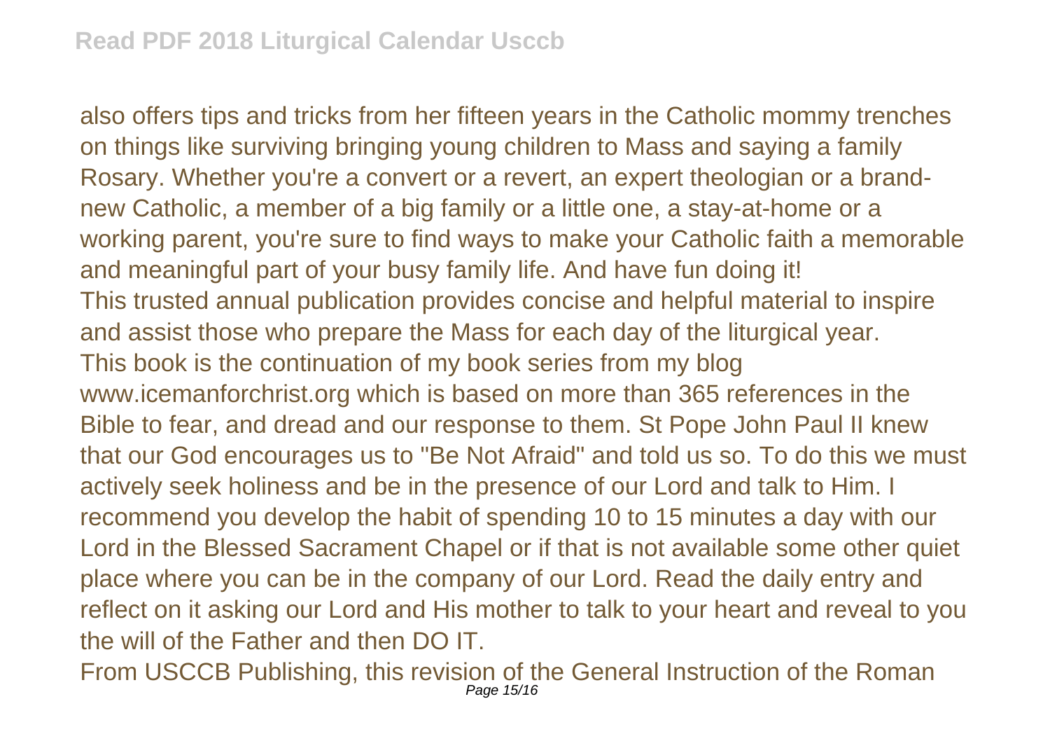also offers tips and tricks from her fifteen years in the Catholic mommy trenches on things like surviving bringing young children to Mass and saying a family Rosary. Whether you're a convert or a revert, an expert theologian or a brand-new Catholic, a member of a big family or a little one, a stay-at-home or a working parent, you're sure to find ways to make your Catholic faith a memorable and meaningful part of your busy family life. And have fun doing it!

This trusted annual publication provides concise and helpful material to inspire and assist those who prepare the Mass for each day of the liturgical year.

This book is the continuation of my book series from my blog www.icemanforchrist.org which is based on more than 365 references in the Bible to fear, and dread and our response to them. St Pope John Paul II knew that our God encourages us to "Be Not Afraid" and told us so. To do this we must actively seek holiness and be in the presence of our Lord and talk to Him. I recommend you develop the habit of spending 10 to 15 minutes a day with our Lord in the Blessed Sacrament Chapel or if that is not available some other quiet place where you can be in the company of our Lord. Read the daily entry and reflect on it asking our Lord and His mother to talk to your heart and reveal to you the will of the Father and then DO IT.

From USCCB Publishing, this revision of the General Instruction of the Roman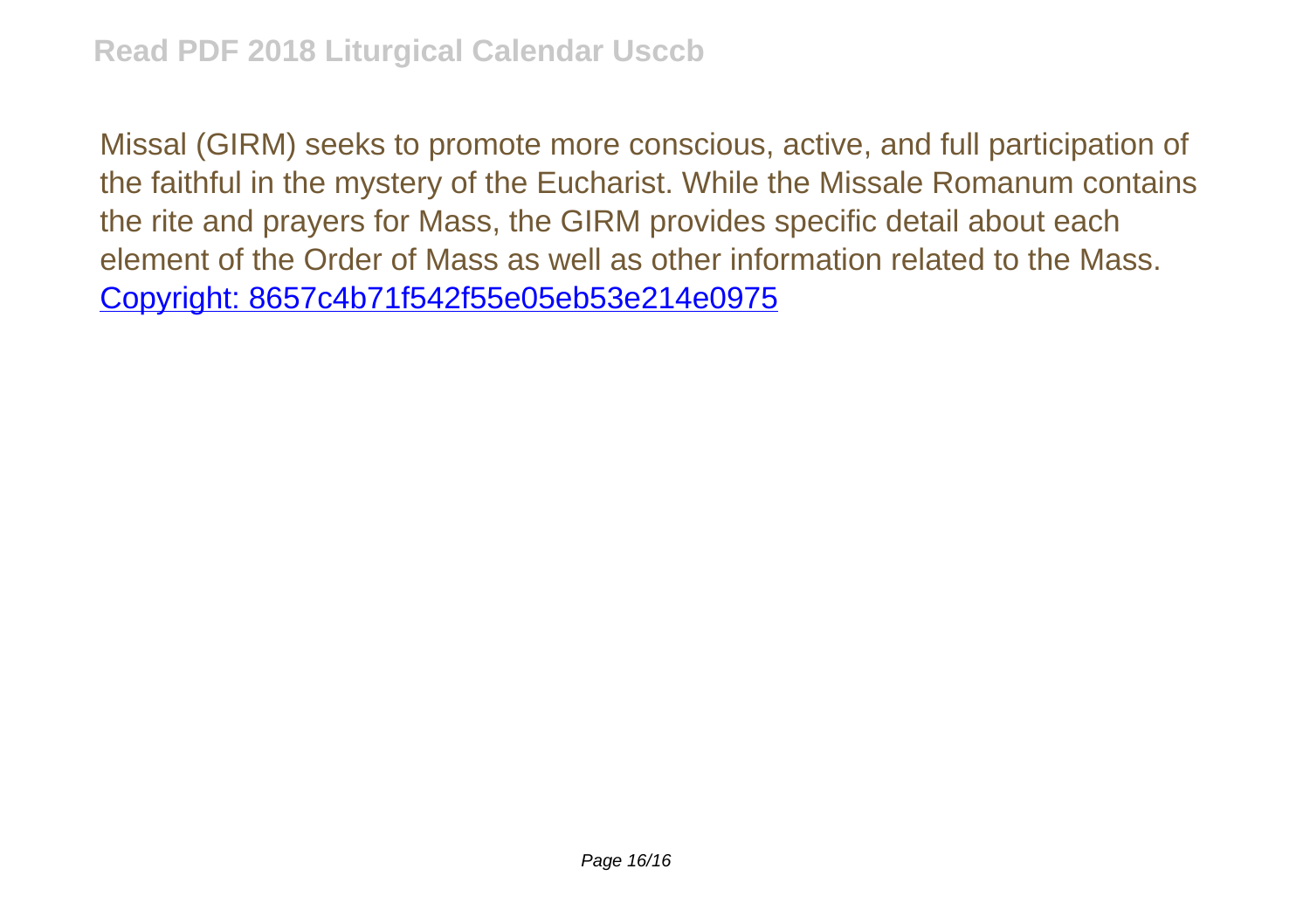Missal (GIRM) seeks to promote more conscious, active, and full participation of the faithful in the mystery of the Eucharist. While the Missale Romanum contains the rite and prayers for Mass, the GIRM provides specific detail about each element of the Order of Mass as well as other information related to the Mass.

Copyright: 8657c4b71f542f55e05eb53e214e0975